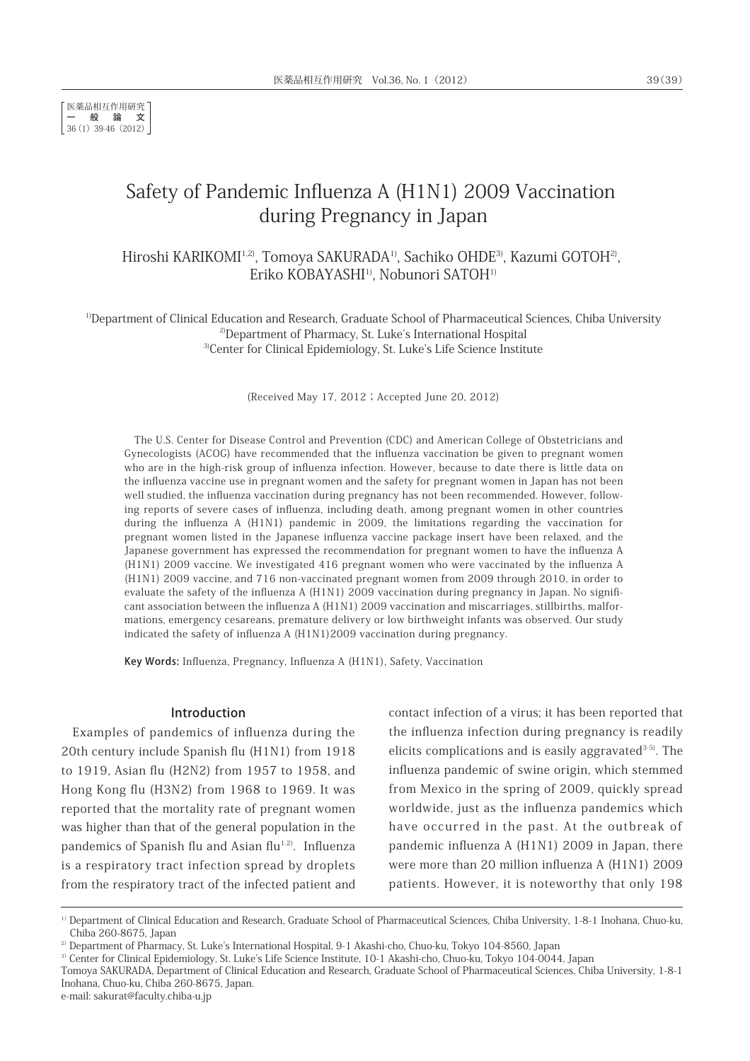医薬品相互作用研究
一　般　論　文
36 (1) 39-46 (2012)

# Safety of Pandemic Influenza A (H1N1) 2009 Vaccination during Pregnancy in Japan

Hiroshi KARIKOMI[1,2], Tomoya SAKURADA[1], Sachiko OHDE[3], Kazumi GOTOH[2], Eriko KOBAYASHI[1], Nobunori SATOH[1]

[1]Department of Clinical Education and Research, Graduate School of Pharmaceutical Sciences, Chiba University
[2]Department of Pharmacy, St. Luke's International Hospital
[3]Center for Clinical Epidemiology, St. Luke's Life Science Institute

(Received May 17, 2012 ; Accepted June 20, 2012)

The U.S. Center for Disease Control and Prevention (CDC) and American College of Obstetricians and Gynecologists (ACOG) have recommended that the influenza vaccination be given to pregnant women who are in the high-risk group of influenza infection. However, because to date there is little data on the influenza vaccine use in pregnant women and the safety for pregnant women in Japan has not been well studied, the influenza vaccination during pregnancy has not been recommended. However, following reports of severe cases of influenza, including death, among pregnant women in other countries during the influenza A (H1N1) pandemic in 2009, the limitations regarding the vaccination for pregnant women listed in the Japanese influenza vaccine package insert have been relaxed, and the Japanese government has expressed the recommendation for pregnant women to have the influenza A (H1N1) 2009 vaccine. We investigated 416 pregnant women who were vaccinated by the influenza A (H1N1) 2009 vaccine, and 716 non-vaccinated pregnant women from 2009 through 2010, in order to evaluate the safety of the influenza A (H1N1) 2009 vaccination during pregnancy in Japan. No significant association between the influenza A (H1N1) 2009 vaccination and miscarriages, stillbirths, malformations, emergency cesareans, premature delivery or low birthweight infants was observed. Our study indicated the safety of influenza A (H1N1)2009 vaccination during pregnancy.

**Key Words:** Influenza, Pregnancy, Influenza A (H1N1), Safety, Vaccination

## Introduction

Examples of pandemics of influenza during the 20th century include Spanish flu (H1N1) from 1918 to 1919, Asian flu (H2N2) from 1957 to 1958, and Hong Kong flu (H3N2) from 1968 to 1969. It was reported that the mortality rate of pregnant women was higher than that of the general population in the pandemics of Spanish flu and Asian flu[1,2]. Influenza is a respiratory tract infection spread by droplets from the respiratory tract of the infected patient and contact infection of a virus; it has been reported that the influenza infection during pregnancy is readily elicits complications and is easily aggravated[3-5]. The influenza pandemic of swine origin, which stemmed from Mexico in the spring of 2009, quickly spread worldwide, just as the influenza pandemics which have occurred in the past. At the outbreak of pandemic influenza A (H1N1) 2009 in Japan, there were more than 20 million influenza A (H1N1) 2009 patients. However, it is noteworthy that only 198

---

[1] Department of Clinical Education and Research, Graduate School of Pharmaceutical Sciences, Chiba University, 1-8-1 Inohana, Chuo-ku, Chiba 260-8675, Japan
[2] Department of Pharmacy, St. Luke's International Hospital, 9-1 Akashi-cho, Chuo-ku, Tokyo 104-8560, Japan
[3] Center for Clinical Epidemiology, St. Luke's Life Science Institute, 10-1 Akashi-cho, Chuo-ku, Tokyo 104-0044, Japan
Tomoya SAKURADA, Department of Clinical Education and Research, Graduate School of Pharmaceutical Sciences, Chiba University, 1-8-1 Inohana, Chuo-ku, Chiba 260-8675, Japan.
e-mail: sakurat@faculty.chiba-u.jp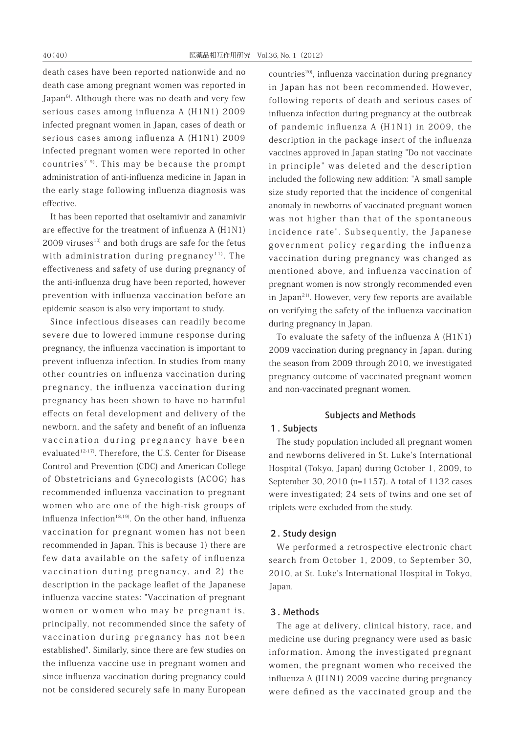death cases have been reported nationwide and no death case among pregnant women was reported in Japan[6]. Although there was no death and very few serious cases among influenza A (H1N1) 2009 infected pregnant women in Japan, cases of death or serious cases among influenza A (H1N1) 2009 infected pregnant women were reported in other countries[7-9]. This may be because the prompt administration of anti-influenza medicine in Japan in the early stage following influenza diagnosis was effective.

It has been reported that oseltamivir and zanamivir are effective for the treatment of influenza A (H1N1) 2009 viruses[10] and both drugs are safe for the fetus with administration during pregnancy[11]. The effectiveness and safety of use during pregnancy of the anti-influenza drug have been reported, however prevention with influenza vaccination before an epidemic season is also very important to study.

Since infectious diseases can readily become severe due to lowered immune response during pregnancy, the influenza vaccination is important to prevent influenza infection. In studies from many other countries on influenza vaccination during pregnancy, the influenza vaccination during pregnancy has been shown to have no harmful effects on fetal development and delivery of the newborn, and the safety and benefit of an influenza vaccination during pregnancy have been evaluated[12-17]. Therefore, the U.S. Center for Disease Control and Prevention (CDC) and American College of Obstetricians and Gynecologists (ACOG) has recommended influenza vaccination to pregnant women who are one of the high-risk groups of influenza infection[18,19]. On the other hand, influenza vaccination for pregnant women has not been recommended in Japan. This is because 1) there are few data available on the safety of influenza vaccination during pregnancy, and 2) the description in the package leaflet of the Japanese influenza vaccine states: "Vaccination of pregnant women or women who may be pregnant is, principally, not recommended since the safety of vaccination during pregnancy has not been established". Similarly, since there are few studies on the influenza vaccine use in pregnant women and since influenza vaccination during pregnancy could not be considered securely safe in many European countries[20], influenza vaccination during pregnancy in Japan has not been recommended. However, following reports of death and serious cases of influenza infection during pregnancy at the outbreak of pandemic influenza A (H1N1) in 2009, the description in the package insert of the influenza vaccines approved in Japan stating "Do not vaccinate in principle" was deleted and the description included the following new addition: "A small sample size study reported that the incidence of congenital anomaly in newborns of vaccinated pregnant women was not higher than that of the spontaneous incidence rate". Subsequently, the Japanese government policy regarding the influenza vaccination during pregnancy was changed as mentioned above, and influenza vaccination of pregnant women is now strongly recommended even in Japan[21]. However, very few reports are available on verifying the safety of the influenza vaccination during pregnancy in Japan.

To evaluate the safety of the influenza A (H1N1) 2009 vaccination during pregnancy in Japan, during the season from 2009 through 2010, we investigated pregnancy outcome of vaccinated pregnant women and non-vaccinated pregnant women.

## Subjects and Methods

### 1. Subjects

The study population included all pregnant women and newborns delivered in St. Luke's International Hospital (Tokyo, Japan) during October 1, 2009, to September 30, 2010 (n=1157). A total of 1132 cases were investigated; 24 sets of twins and one set of triplets were excluded from the study.

### 2. Study design

We performed a retrospective electronic chart search from October 1, 2009, to September 30, 2010, at St. Luke's International Hospital in Tokyo, Japan.

### 3. Methods

The age at delivery, clinical history, race, and medicine use during pregnancy were used as basic information. Among the investigated pregnant women, the pregnant women who received the influenza A (H1N1) 2009 vaccine during pregnancy were defined as the vaccinated group and the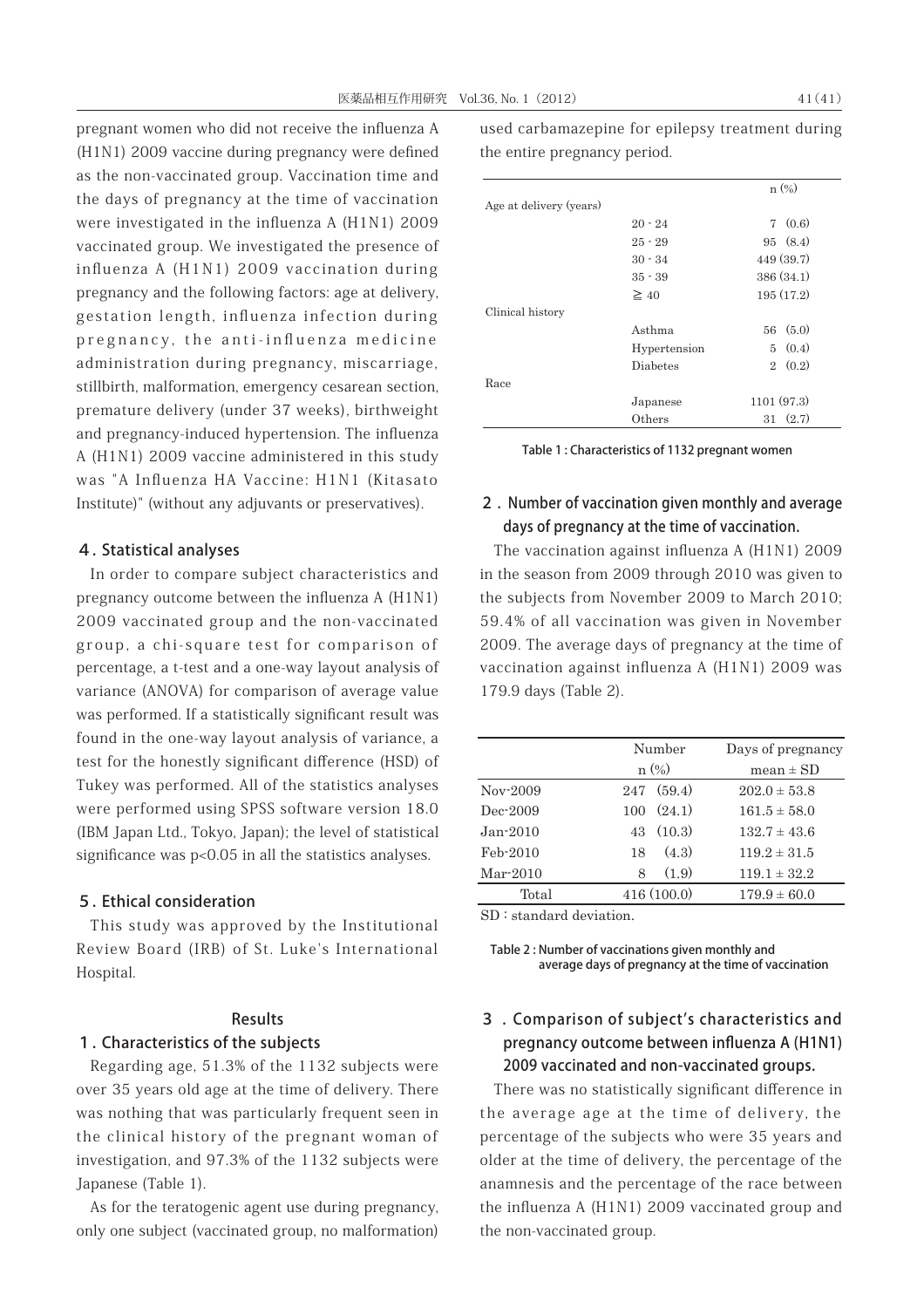pregnant women who did not receive the influenza A (H1N1) 2009 vaccine during pregnancy were defined as the non-vaccinated group. Vaccination time and the days of pregnancy at the time of vaccination were investigated in the influenza A (H1N1) 2009 vaccinated group. We investigated the presence of influenza A (H1N1) 2009 vaccination during pregnancy and the following factors: age at delivery, gestation length, influenza infection during pregnancy, the anti-influenza medicine administration during pregnancy, miscarriage, stillbirth, malformation, emergency cesarean section, premature delivery (under 37 weeks), birthweight and pregnancy-induced hypertension. The influenza A (H1N1) 2009 vaccine administered in this study was "A Influenza HA Vaccine: H1N1 (Kitasato Institute)" (without any adjuvants or preservatives).

### 4. Statistical analyses

In order to compare subject characteristics and pregnancy outcome between the influenza A (H1N1) 2009 vaccinated group and the non-vaccinated group, a chi-square test for comparison of percentage, a t-test and a one-way layout analysis of variance (ANOVA) for comparison of average value was performed. If a statistically significant result was found in the one-way layout analysis of variance, a test for the honestly significant difference (HSD) of Tukey was performed. All of the statistics analyses were performed using SPSS software version 18.0 (IBM Japan Ltd., Tokyo, Japan); the level of statistical significance was $p<0.05$ in all the statistics analyses.

### 5. Ethical consideration

This study was approved by the Institutional Review Board (IRB) of St. Luke's International Hospital.

## Results

### 1. Characteristics of the subjects

Regarding age, 51.3% of the 1132 subjects were over 35 years old age at the time of delivery. There was nothing that was particularly frequent seen in the clinical history of the pregnant woman of investigation, and 97.3% of the 1132 subjects were Japanese (Table 1).

As for the teratogenic agent use during pregnancy, only one subject (vaccinated group, no malformation) used carbamazepine for epilepsy treatment during the entire pregnancy period.

| | | n (%) |
|---|---|---|
| Age at delivery (years) | | |
| | 20 - 24 | 7 (0.6) |
| | 25 - 29 | 95 (8.4) |
| | 30 - 34 | 449 (39.7) |
| | 35 - 39 | 386 (34.1) |
| | ≧ 40 | 195 (17.2) |
| Clinical history | | |
| | Asthma | 56 (5.0) |
| | Hypertension | 5 (0.4) |
| | Diabetes | 2 (0.2) |
| Race | | |
| | Japanese | 1101 (97.3) |
| | Others | 31 (2.7) |

Table 1 : Characteristics of 1132 pregnant women

### 2. Number of vaccination given monthly and average days of pregnancy at the time of vaccination.

The vaccination against influenza A (H1N1) 2009 in the season from 2009 through 2010 was given to the subjects from November 2009 to March 2010; 59.4% of all vaccination was given in November 2009. The average days of pregnancy at the time of vaccination against influenza A (H1N1) 2009 was 179.9 days (Table 2).

| | Number n (%) | Days of pregnancy mean ± SD |
|---|---|---|
| Nov-2009 | 247 (59.4) | 202.0 ± 53.8 |
| Dec-2009 | 100 (24.1) | 161.5 ± 58.0 |
| Jan-2010 | 43 (10.3) | 132.7 ± 43.6 |
| Feb-2010 | 18 (4.3) | 119.2 ± 31.5 |
| Mar-2010 | 8 (1.9) | 119.1 ± 32.2 |
| Total | 416 (100.0) | 179.9 ± 60.0 |

SD : standard deviation.

Table 2 : Number of vaccinations given monthly and average days of pregnancy at the time of vaccination

### 3. Comparison of subject's characteristics and pregnancy outcome between influenza A (H1N1) 2009 vaccinated and non-vaccinated groups.

There was no statistically significant difference in the average age at the time of delivery, the percentage of the subjects who were 35 years and older at the time of delivery, the percentage of the anamnesis and the percentage of the race between the influenza A (H1N1) 2009 vaccinated group and the non-vaccinated group.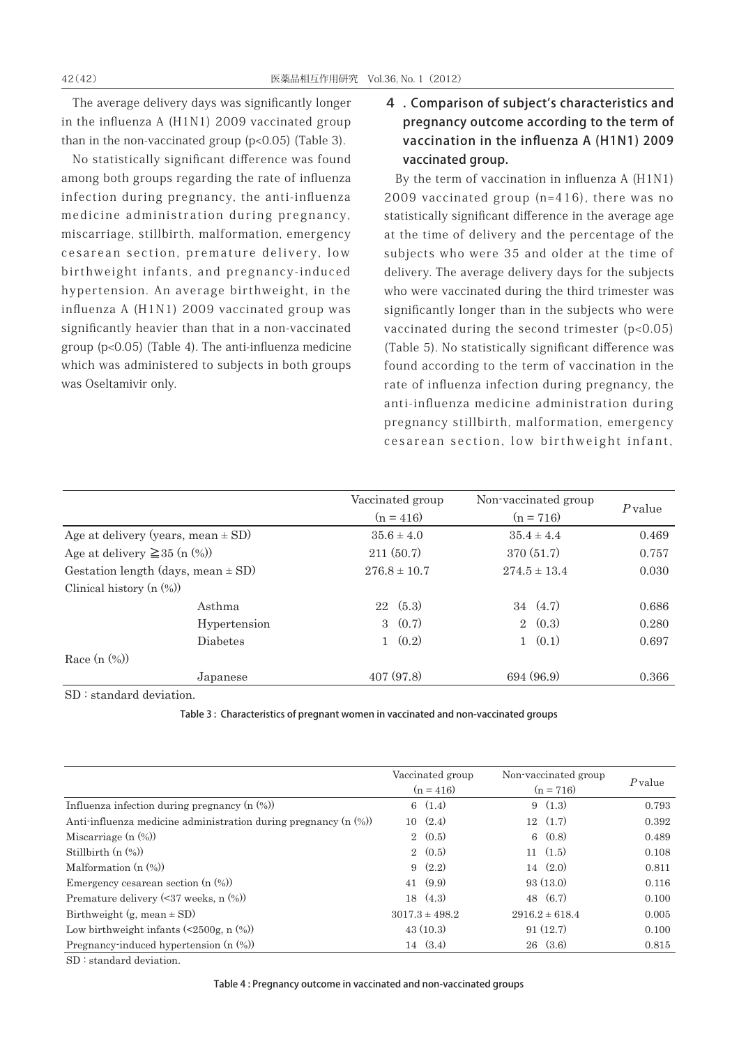The average delivery days was significantly longer in the influenza A (H1N1) 2009 vaccinated group than in the non-vaccinated group ($p<0.05$) (Table 3).

No statistically significant difference was found among both groups regarding the rate of influenza infection during pregnancy, the anti-influenza medicine administration during pregnancy, miscarriage, stillbirth, malformation, emergency cesarean section, premature delivery, low birthweight infants, and pregnancy-induced hypertension. An average birthweight, in the influenza A (H1N1) 2009 vaccinated group was significantly heavier than that in a non-vaccinated group ($p<0.05$) (Table 4). The anti-influenza medicine which was administered to subjects in both groups was Oseltamivir only.

## 4. Comparison of subject's characteristics and pregnancy outcome according to the term of vaccination in the influenza A (H1N1) 2009 vaccinated group.

By the term of vaccination in influenza A (H1N1) 2009 vaccinated group (n=416), there was no statistically significant difference in the average age at the time of delivery and the percentage of the subjects who were 35 and older at the time of delivery. The average delivery days for the subjects who were vaccinated during the third trimester was significantly longer than in the subjects who were vaccinated during the second trimester ($p<0.05$) (Table 5). No statistically significant difference was found according to the term of vaccination in the rate of influenza infection during pregnancy, the anti-influenza medicine administration during pregnancy stillbirth, malformation, emergency cesarean section, low birthweight infant,

| | | Vaccinated group (n = 416) | Non-vaccinated group (n = 716) | *P* value |
|---|---|---|---|---|
| Age at delivery (years, mean ± SD) | | 35.6 ± 4.0 | 35.4 ± 4.4 | 0.469 |
| Age at delivery ≧35 (n (%)) | | 211 (50.7) | 370 (51.7) | 0.757 |
| Gestation length (days, mean ± SD) | | 276.8 ± 10.7 | 274.5 ± 13.4 | 0.030 |
| Clinical history (n (%)) | | | | |
| | Asthma | 22 (5.3) | 34 (4.7) | 0.686 |
| | Hypertension | 3 (0.7) | 2 (0.3) | 0.280 |
| | Diabetes | 1 (0.2) | 1 (0.1) | 0.697 |
| Race (n (%)) | | | | |
| | Japanese | 407 (97.8) | 694 (96.9) | 0.366 |

SD : standard deviation.

Table 3 : Characteristics of pregnant women in vaccinated and non-vaccinated groups

| | Vaccinated group (n = 416) | Non-vaccinated group (n = 716) | *P* value |
|---|---|---|---|
| Influenza infection during pregnancy (n (%)) | 6 (1.4) | 9 (1.3) | 0.793 |
| Anti-influenza medicine administration during pregnancy (n (%)) | 10 (2.4) | 12 (1.7) | 0.392 |
| Miscarriage (n (%)) | 2 (0.5) | 6 (0.8) | 0.489 |
| Stillbirth (n (%)) | 2 (0.5) | 11 (1.5) | 0.108 |
| Malformation (n (%)) | 9 (2.2) | 14 (2.0) | 0.811 |
| Emergency cesarean section (n (%)) | 41 (9.9) | 93 (13.0) | 0.116 |
| Premature delivery (<37 weeks, n (%)) | 18 (4.3) | 48 (6.7) | 0.100 |
| Birthweight (g, mean ± SD) | 3017.3 ± 498.2 | 2916.2 ± 618.4 | 0.005 |
| Low birthweight infants (<2500g, n (%)) | 43 (10.3) | 91 (12.7) | 0.100 |
| Pregnancy-induced hypertension (n (%)) | 14 (3.4) | 26 (3.6) | 0.815 |

SD : standard deviation.

Table 4 : Pregnancy outcome in vaccinated and non-vaccinated groups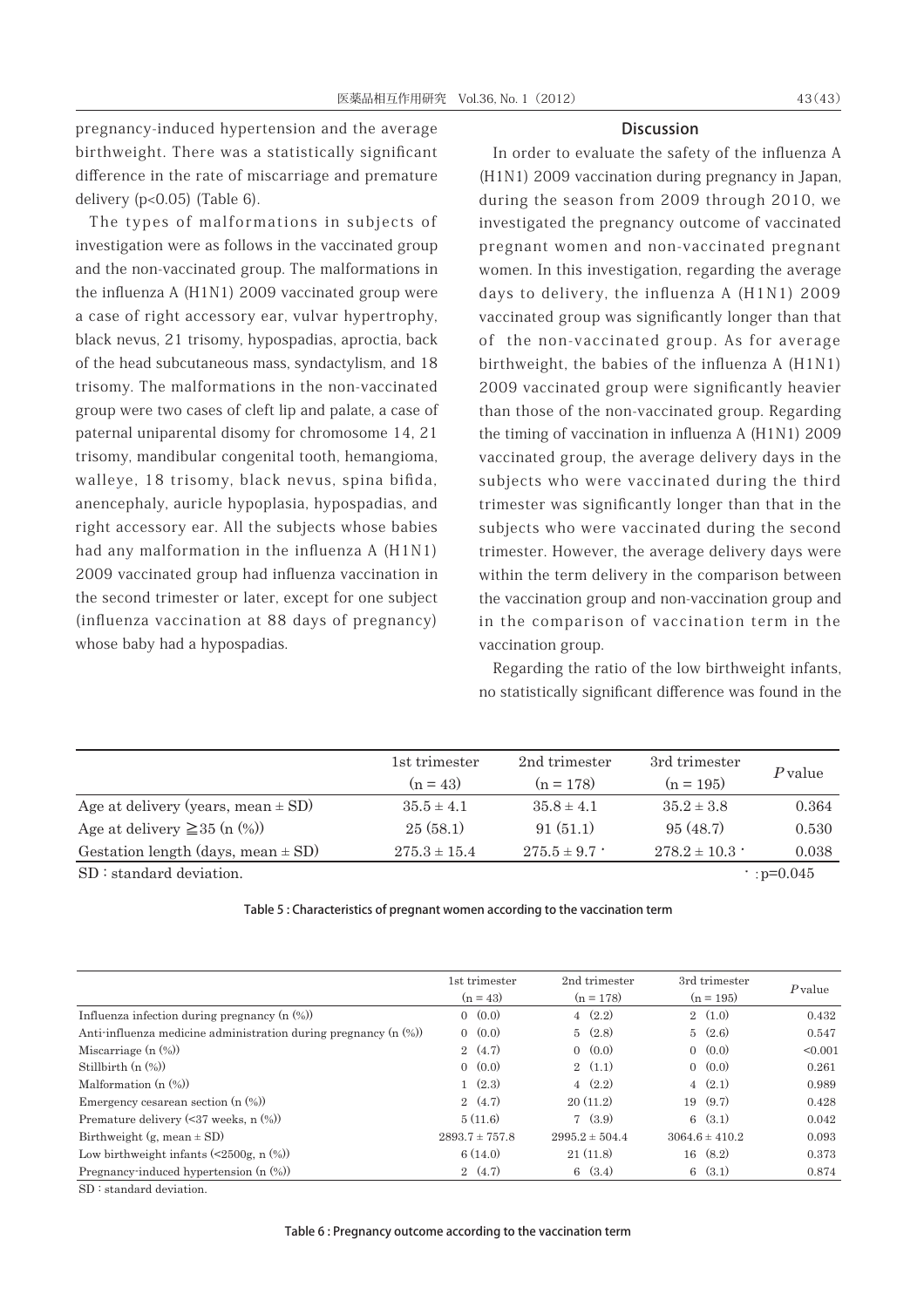pregnancy-induced hypertension and the average birthweight. There was a statistically significant difference in the rate of miscarriage and premature delivery (p<0.05) (Table 6).

The types of malformations in subjects of investigation were as follows in the vaccinated group and the non-vaccinated group. The malformations in the influenza A (H1N1) 2009 vaccinated group were a case of right accessory ear, vulvar hypertrophy, black nevus, 21 trisomy, hypospadias, aproctia, back of the head subcutaneous mass, syndactylism, and 18 trisomy. The malformations in the non-vaccinated group were two cases of cleft lip and palate, a case of paternal uniparental disomy for chromosome 14, 21 trisomy, mandibular congenital tooth, hemangioma, walleye, 18 trisomy, black nevus, spina bifida, anencephaly, auricle hypoplasia, hypospadias, and right accessory ear. All the subjects whose babies had any malformation in the influenza A (H1N1) 2009 vaccinated group had influenza vaccination in the second trimester or later, except for one subject (influenza vaccination at 88 days of pregnancy) whose baby had a hypospadias.

## Discussion

In order to evaluate the safety of the influenza A (H1N1) 2009 vaccination during pregnancy in Japan, during the season from 2009 through 2010, we investigated the pregnancy outcome of vaccinated pregnant women and non-vaccinated pregnant women. In this investigation, regarding the average days to delivery, the influenza A (H1N1) 2009 vaccinated group was significantly longer than that of the non-vaccinated group. As for average birthweight, the babies of the influenza A (H1N1) 2009 vaccinated group were significantly heavier than those of the non-vaccinated group. Regarding the timing of vaccination in influenza A (H1N1) 2009 vaccinated group, the average delivery days in the subjects who were vaccinated during the third trimester was significantly longer than that in the subjects who were vaccinated during the second trimester. However, the average delivery days were within the term delivery in the comparison between the vaccination group and non-vaccination group and in the comparison of vaccination term in the vaccination group.

Regarding the ratio of the low birthweight infants, no statistically significant difference was found in the

| | 1st trimester (n = 43) | 2nd trimester (n = 178) | 3rd trimester (n = 195) | *P* value |
|---|---|---|---|---|
| Age at delivery (years, mean ± SD) | 35.5 ± 4.1 | 35.8 ± 4.1 | 35.2 ± 3.8 | 0.364 |
| Age at delivery ≧35 (n (%)) | 25 (58.1) | 91 (51.1) | 95 (48.7) | 0.530 |
| Gestation length (days, mean ± SD) | 275.3 ± 15.4 | 275.5 ± 9.7 * | 278.2 ± 10.3 * | 0.038 |

SD : standard deviation. *: p=0.045

Table 5 : Characteristics of pregnant women according to the vaccination term

| | 1st trimester (n = 43) | 2nd trimester (n = 178) | 3rd trimester (n = 195) | *P* value |
|---|---|---|---|---|
| Influenza infection during pregnancy (n (%)) | 0 (0.0) | 4 (2.2) | 2 (1.0) | 0.432 |
| Anti-influenza medicine administration during pregnancy (n (%)) | 0 (0.0) | 5 (2.8) | 5 (2.6) | 0.547 |
| Miscarriage (n (%)) | 2 (4.7) | 0 (0.0) | 0 (0.0) | <0.001 |
| Stillbirth (n (%)) | 0 (0.0) | 2 (1.1) | 0 (0.0) | 0.261 |
| Malformation (n (%)) | 1 (2.3) | 4 (2.2) | 4 (2.1) | 0.989 |
| Emergency cesarean section (n (%)) | 2 (4.7) | 20 (11.2) | 19 (9.7) | 0.428 |
| Premature delivery (<37 weeks, n (%)) | 5 (11.6) | 7 (3.9) | 6 (3.1) | 0.042 |
| Birthweight (g, mean ± SD) | 2893.7 ± 757.8 | 2995.2 ± 504.4 | 3064.6 ± 410.2 | 0.093 |
| Low birthweight infants (<2500g, n (%)) | 6 (14.0) | 21 (11.8) | 16 (8.2) | 0.373 |
| Pregnancy-induced hypertension (n (%)) | 2 (4.7) | 6 (3.4) | 6 (3.1) | 0.874 |

SD : standard deviation.

Table 6 : Pregnancy outcome according to the vaccination term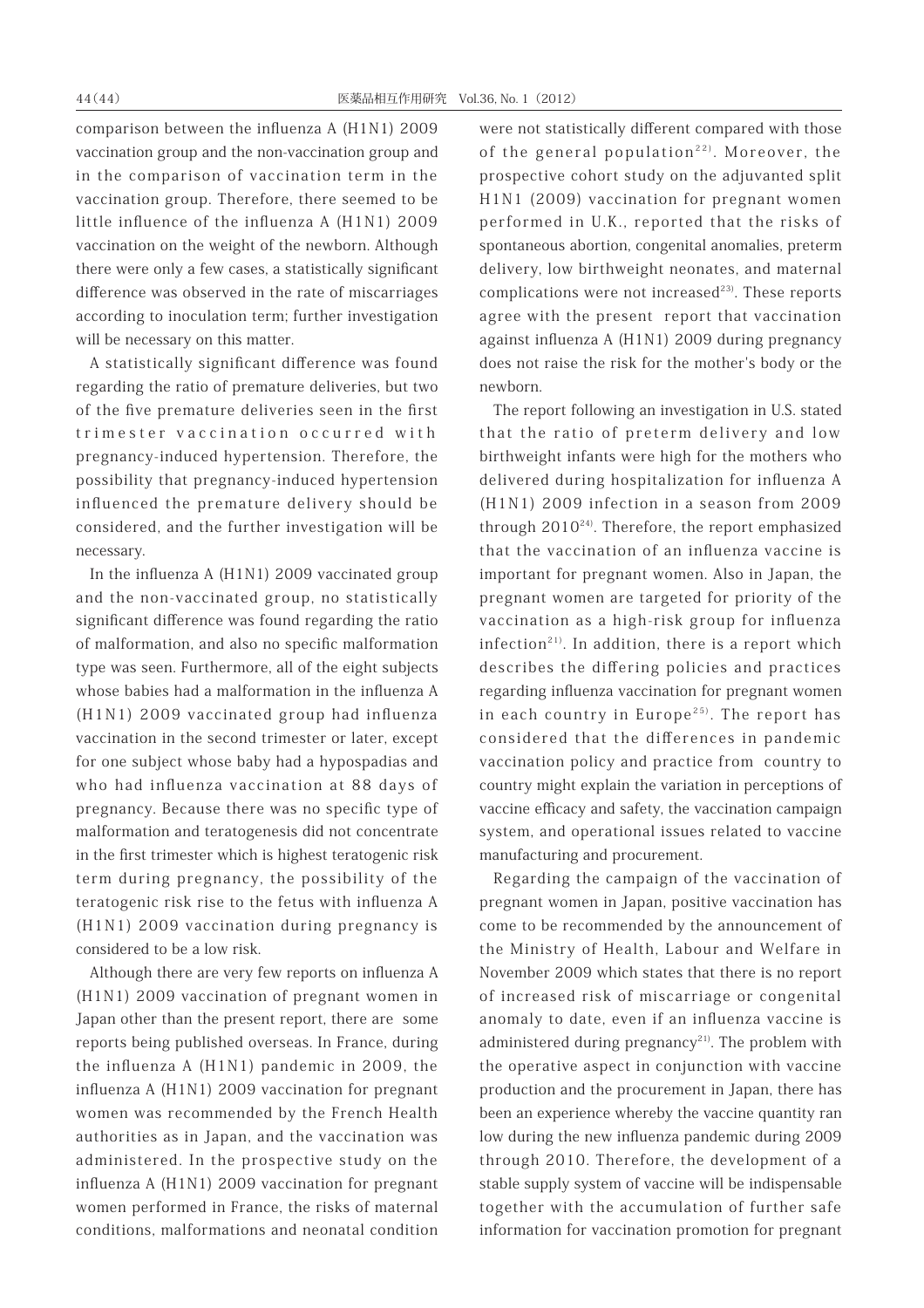comparison between the influenza A (H1N1) 2009 vaccination group and the non-vaccination group and in the comparison of vaccination term in the vaccination group. Therefore, there seemed to be little influence of the influenza A (H1N1) 2009 vaccination on the weight of the newborn. Although there were only a few cases, a statistically significant difference was observed in the rate of miscarriages according to inoculation term; further investigation will be necessary on this matter.

A statistically significant difference was found regarding the ratio of premature deliveries, but two of the five premature deliveries seen in the first trimester vaccination occurred with pregnancy-induced hypertension. Therefore, the possibility that pregnancy-induced hypertension influenced the premature delivery should be considered, and the further investigation will be necessary.

In the influenza A (H1N1) 2009 vaccinated group and the non-vaccinated group, no statistically significant difference was found regarding the ratio of malformation, and also no specific malformation type was seen. Furthermore, all of the eight subjects whose babies had a malformation in the influenza A (H1N1) 2009 vaccinated group had influenza vaccination in the second trimester or later, except for one subject whose baby had a hypospadias and who had influenza vaccination at 88 days of pregnancy. Because there was no specific type of malformation and teratogenesis did not concentrate in the first trimester which is highest teratogenic risk term during pregnancy, the possibility of the teratogenic risk rise to the fetus with influenza A (H1N1) 2009 vaccination during pregnancy is considered to be a low risk.

Although there are very few reports on influenza A (H1N1) 2009 vaccination of pregnant women in Japan other than the present report, there are some reports being published overseas. In France, during the influenza A (H1N1) pandemic in 2009, the influenza A (H1N1) 2009 vaccination for pregnant women was recommended by the French Health authorities as in Japan, and the vaccination was administered. In the prospective study on the influenza A (H1N1) 2009 vaccination for pregnant women performed in France, the risks of maternal conditions, malformations and neonatal condition were not statistically different compared with those of the general population[22]. Moreover, the prospective cohort study on the adjuvanted split H1N1 (2009) vaccination for pregnant women performed in U.K., reported that the risks of spontaneous abortion, congenital anomalies, preterm delivery, low birthweight neonates, and maternal complications were not increased[23]. These reports agree with the present report that vaccination against influenza A (H1N1) 2009 during pregnancy does not raise the risk for the mother's body or the newborn.

The report following an investigation in U.S. stated that the ratio of preterm delivery and low birthweight infants were high for the mothers who delivered during hospitalization for influenza A (H1N1) 2009 infection in a season from 2009 through 2010[24]. Therefore, the report emphasized that the vaccination of an influenza vaccine is important for pregnant women. Also in Japan, the pregnant women are targeted for priority of the vaccination as a high-risk group for influenza infection[21]. In addition, there is a report which describes the differing policies and practices regarding influenza vaccination for pregnant women in each country in Europe[25]. The report has considered that the differences in pandemic vaccination policy and practice from country to country might explain the variation in perceptions of vaccine efficacy and safety, the vaccination campaign system, and operational issues related to vaccine manufacturing and procurement.

Regarding the campaign of the vaccination of pregnant women in Japan, positive vaccination has come to be recommended by the announcement of the Ministry of Health, Labour and Welfare in November 2009 which states that there is no report of increased risk of miscarriage or congenital anomaly to date, even if an influenza vaccine is administered during pregnancy[21]. The problem with the operative aspect in conjunction with vaccine production and the procurement in Japan, there has been an experience whereby the vaccine quantity ran low during the new influenza pandemic during 2009 through 2010. Therefore, the development of a stable supply system of vaccine will be indispensable together with the accumulation of further safe information for vaccination promotion for pregnant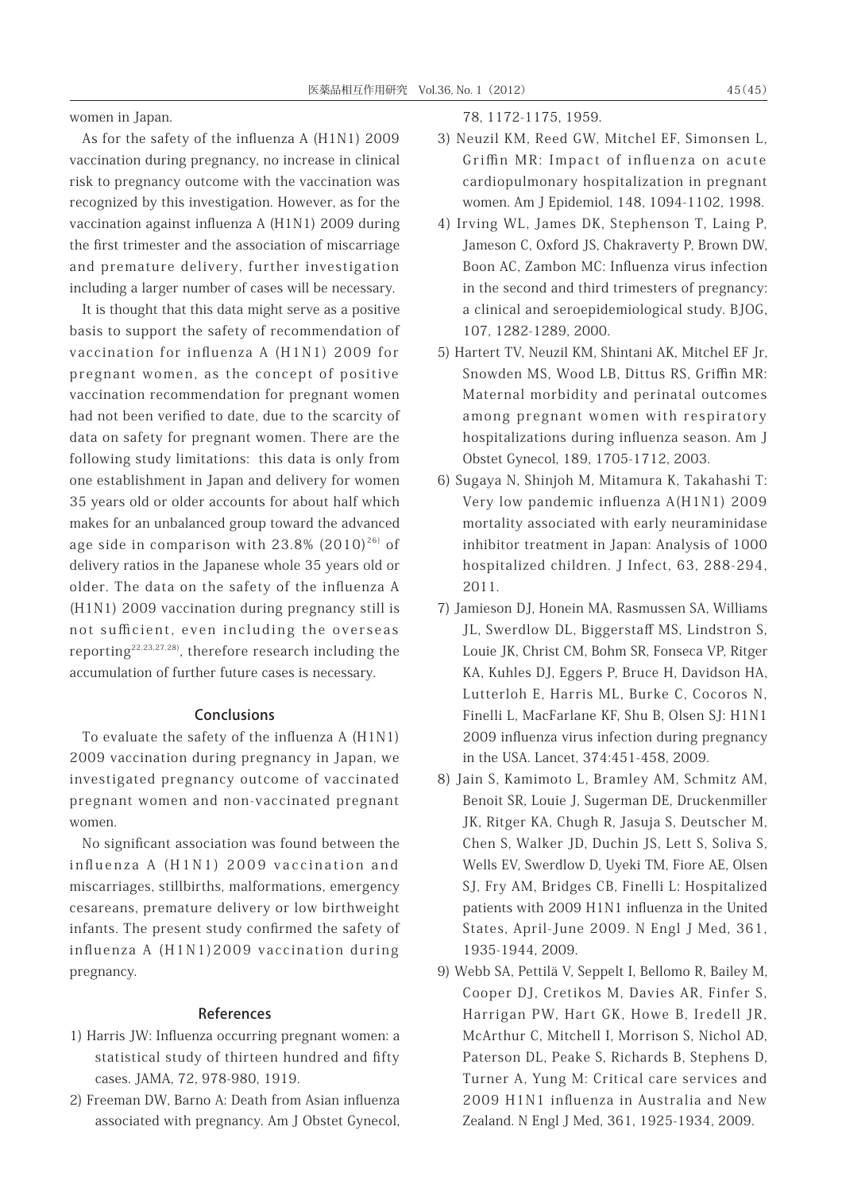women in Japan.

As for the safety of the influenza A (H1N1) 2009 vaccination during pregnancy, no increase in clinical risk to pregnancy outcome with the vaccination was recognized by this investigation. However, as for the vaccination against influenza A (H1N1) 2009 during the first trimester and the association of miscarriage and premature delivery, further investigation including a larger number of cases will be necessary.

It is thought that this data might serve as a positive basis to support the safety of recommendation of vaccination for influenza A (H1N1) 2009 for pregnant women, as the concept of positive vaccination recommendation for pregnant women had not been verified to date, due to the scarcity of data on safety for pregnant women. There are the following study limitations: this data is only from one establishment in Japan and delivery for women 35 years old or older accounts for about half which makes for an unbalanced group toward the advanced age side in comparison with 23.8% (2010)[26] of delivery ratios in the Japanese whole 35 years old or older. The data on the safety of the influenza A (H1N1) 2009 vaccination during pregnancy still is not sufficient, even including the overseas reporting[22,23,27,28], therefore research including the accumulation of further future cases is necessary.

## Conclusions

To evaluate the safety of the influenza A (H1N1) 2009 vaccination during pregnancy in Japan, we investigated pregnancy outcome of vaccinated pregnant women and non-vaccinated pregnant women.

No significant association was found between the influenza A (H1N1) 2009 vaccination and miscarriages, stillbirths, malformations, emergency cesareans, premature delivery or low birthweight infants. The present study confirmed the safety of influenza A (H1N1)2009 vaccination during pregnancy.

## References

1) Harris JW: Influenza occurring pregnant women: a statistical study of thirteen hundred and fifty cases. JAMA, 72, 978-980, 1919.
2) Freeman DW, Barno A: Death from Asian influenza associated with pregnancy. Am J Obstet Gynecol, 78, 1172-1175, 1959.
3) Neuzil KM, Reed GW, Mitchel EF, Simonsen L, Griffin MR: Impact of influenza on acute cardiopulmonary hospitalization in pregnant women. Am J Epidemiol, 148, 1094-1102, 1998.
4) Irving WL, James DK, Stephenson T, Laing P, Jameson C, Oxford JS, Chakraverty P, Brown DW, Boon AC, Zambon MC: Influenza virus infection in the second and third trimesters of pregnancy: a clinical and seroepidemiological study. BJOG, 107, 1282-1289, 2000.
5) Hartert TV, Neuzil KM, Shintani AK, Mitchel EF Jr, Snowden MS, Wood LB, Dittus RS, Griffin MR: Maternal morbidity and perinatal outcomes among pregnant women with respiratory hospitalizations during influenza season. Am J Obstet Gynecol, 189, 1705-1712, 2003.
6) Sugaya N, Shinjoh M, Mitamura K, Takahashi T: Very low pandemic influenza A(H1N1) 2009 mortality associated with early neuraminidase inhibitor treatment in Japan: Analysis of 1000 hospitalized children. J Infect, 63, 288-294, 2011.
7) Jamieson DJ, Honein MA, Rasmussen SA, Williams JL, Swerdlow DL, Biggerstaff MS, Lindstron S, Louie JK, Christ CM, Bohm SR, Fonseca VP, Ritger KA, Kuhles DJ, Eggers P, Bruce H, Davidson HA, Lutterloh E, Harris ML, Burke C, Cocoros N, Finelli L, MacFarlane KF, Shu B, Olsen SJ: H1N1 2009 influenza virus infection during pregnancy in the USA. Lancet, 374:451-458, 2009.
8) Jain S, Kamimoto L, Bramley AM, Schmitz AM, Benoit SR, Louie J, Sugerman DE, Druckenmiller JK, Ritger KA, Chugh R, Jasuja S, Deutscher M, Chen S, Walker JD, Duchin JS, Lett S, Soliva S, Wells EV, Swerdlow D, Uyeki TM, Fiore AE, Olsen SJ, Fry AM, Bridges CB, Finelli L: Hospitalized patients with 2009 H1N1 influenza in the United States, April-June 2009. N Engl J Med, 361, 1935-1944, 2009.
9) Webb SA, Pettilä V, Seppelt I, Bellomo R, Bailey M, Cooper DJ, Cretikos M, Davies AR, Finfer S, Harrigan PW, Hart GK, Howe B, Iredell JR, McArthur C, Mitchell I, Morrison S, Nichol AD, Paterson DL, Peake S, Richards B, Stephens D, Turner A, Yung M: Critical care services and 2009 H1N1 influenza in Australia and New Zealand. N Engl J Med, 361, 1925-1934, 2009.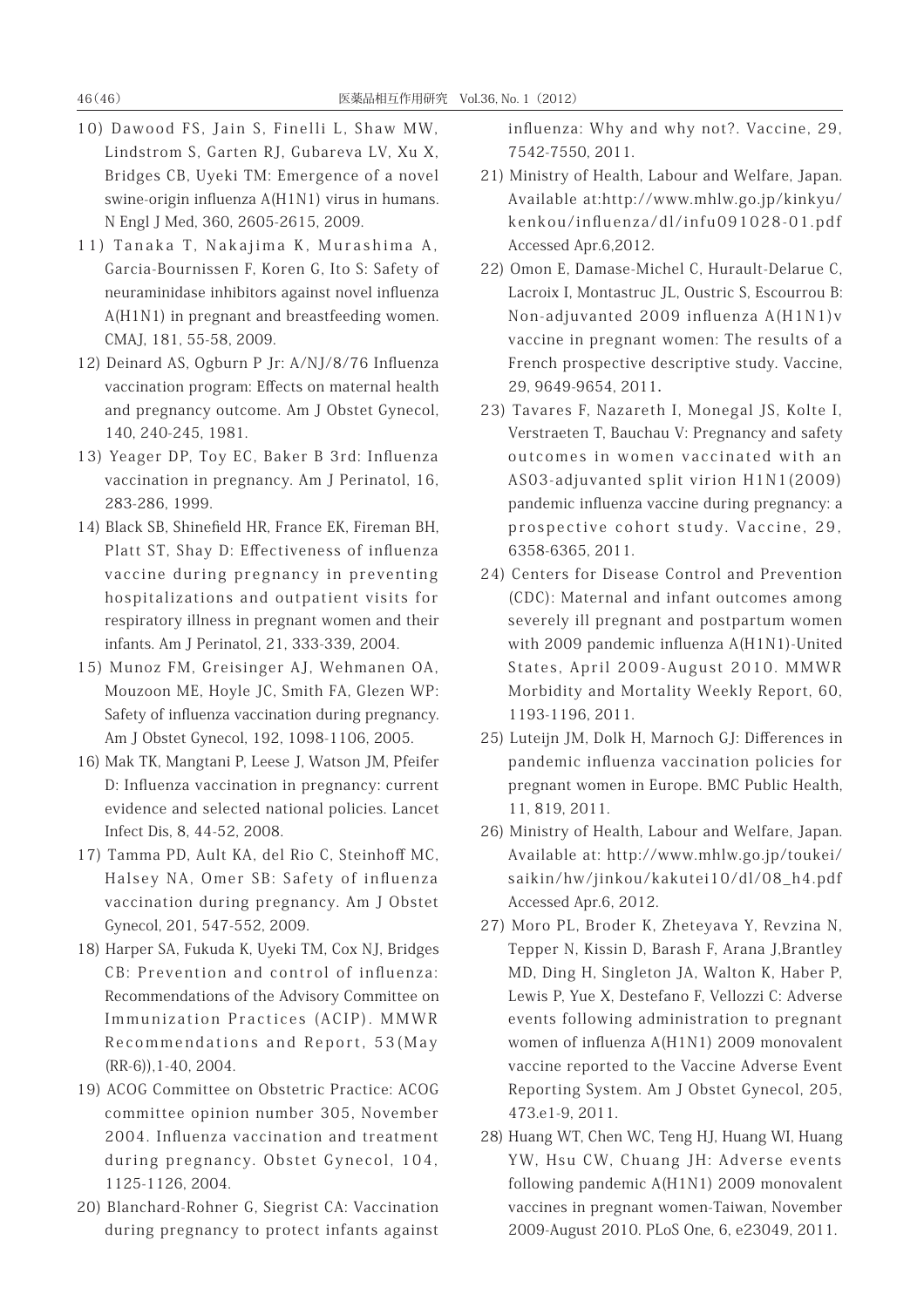10) Dawood FS, Jain S, Finelli L, Shaw MW, Lindstrom S, Garten RJ, Gubareva LV, Xu X, Bridges CB, Uyeki TM: Emergence of a novel swine-origin influenza A(H1N1) virus in humans. N Engl J Med, 360, 2605-2615, 2009.

11) Tanaka T, Nakajima K, Murashima A, Garcia-Bournissen F, Koren G, Ito S: Safety of neuraminidase inhibitors against novel influenza A(H1N1) in pregnant and breastfeeding women. CMAJ, 181, 55-58, 2009.

12) Deinard AS, Ogburn P Jr: A/NJ/8/76 Influenza vaccination program: Effects on maternal health and pregnancy outcome. Am J Obstet Gynecol, 140, 240-245, 1981.

13) Yeager DP, Toy EC, Baker B 3rd: Influenza vaccination in pregnancy. Am J Perinatol, 16, 283-286, 1999.

14) Black SB, Shinefield HR, France EK, Fireman BH, Platt ST, Shay D: Effectiveness of influenza vaccine during pregnancy in preventing hospitalizations and outpatient visits for respiratory illness in pregnant women and their infants. Am J Perinatol, 21, 333-339, 2004.

15) Munoz FM, Greisinger AJ, Wehmanen OA, Mouzoon ME, Hoyle JC, Smith FA, Glezen WP: Safety of influenza vaccination during pregnancy. Am J Obstet Gynecol, 192, 1098-1106, 2005.

16) Mak TK, Mangtani P, Leese J, Watson JM, Pfeifer D: Influenza vaccination in pregnancy: current evidence and selected national policies. Lancet Infect Dis, 8, 44-52, 2008.

17) Tamma PD, Ault KA, del Rio C, Steinhoff MC, Halsey NA, Omer SB: Safety of influenza vaccination during pregnancy. Am J Obstet Gynecol, 201, 547-552, 2009.

18) Harper SA, Fukuda K, Uyeki TM, Cox NJ, Bridges CB: Prevention and control of influenza: Recommendations of the Advisory Committee on Immunization Practices (ACIP). MMWR Recommendations and Report, 53(May (RR-6)),1-40, 2004.

19) ACOG Committee on Obstetric Practice: ACOG committee opinion number 305, November 2004. Influenza vaccination and treatment during pregnancy. Obstet Gynecol, 104, 1125-1126, 2004.

20) Blanchard-Rohner G, Siegrist CA: Vaccination during pregnancy to protect infants against influenza: Why and why not?. Vaccine, 29, 7542-7550, 2011.

21) Ministry of Health, Labour and Welfare, Japan. Available at:http://www.mhlw.go.jp/kinkyu/kenkou/influenza/dl/infu091028-01.pdf Accessed Apr.6,2012.

22) Omon E, Damase-Michel C, Hurault-Delarue C, Lacroix I, Montastruc JL, Oustric S, Escourrou B: Non-adjuvanted 2009 influenza A(H1N1)v vaccine in pregnant women: The results of a French prospective descriptive study. Vaccine, 29, 9649-9654, 2011.

23) Tavares F, Nazareth I, Monegal JS, Kolte I, Verstraeten T, Bauchau V: Pregnancy and safety outcomes in women vaccinated with an AS03-adjuvanted split virion H1N1(2009) pandemic influenza vaccine during pregnancy: a prospective cohort study. Vaccine, 29, 6358-6365, 2011.

24) Centers for Disease Control and Prevention (CDC): Maternal and infant outcomes among severely ill pregnant and postpartum women with 2009 pandemic influenza A(H1N1)-United States, April 2009-August 2010. MMWR Morbidity and Mortality Weekly Report, 60, 1193-1196, 2011.

25) Luteijn JM, Dolk H, Marnoch GJ: Differences in pandemic influenza vaccination policies for pregnant women in Europe. BMC Public Health, 11, 819, 2011.

26) Ministry of Health, Labour and Welfare, Japan. Available at: http://www.mhlw.go.jp/toukei/saikin/hw/jinkou/kakutei10/dl/08_h4.pdf Accessed Apr.6, 2012.

27) Moro PL, Broder K, Zheteyava Y, Revzina N, Tepper N, Kissin D, Barash F, Arana J,Brantley MD, Ding H, Singleton JA, Walton K, Haber P, Lewis P, Yue X, Destefano F, Vellozzi C: Adverse events following administration to pregnant women of influenza A(H1N1) 2009 monovalent vaccine reported to the Vaccine Adverse Event Reporting System. Am J Obstet Gynecol, 205, 473.e1-9, 2011.

28) Huang WT, Chen WC, Teng HJ, Huang WI, Huang YW, Hsu CW, Chuang JH: Adverse events following pandemic A(H1N1) 2009 monovalent vaccines in pregnant women-Taiwan, November 2009-August 2010. PLoS One, 6, e23049, 2011.